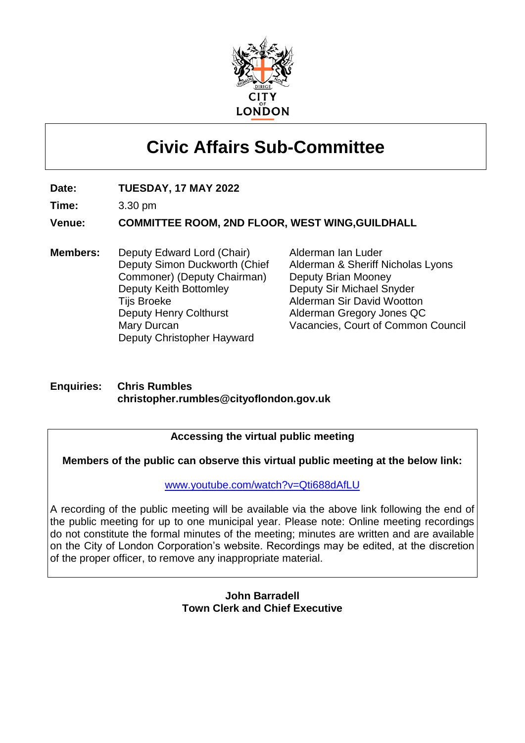# Civic Affairs Sub-Committee

**Date:** **TUESDAY, 17 MAY 2022**

**Time:** 3.30 pm

**Venue:** **COMMITTEE ROOM, 2ND FLOOR, WEST WING,GUILDHALL**

**Members:**
Deputy Edward Lord (Chair)
Deputy Simon Duckworth (Chief Commoner) (Deputy Chairman)
Deputy Keith Bottomley
Tijs Broeke
Deputy Henry Colthurst
Mary Durcan
Deputy Christopher Hayward
Alderman Ian Luder
Alderman & Sheriff Nicholas Lyons
Deputy Brian Mooney
Deputy Sir Michael Snyder
Alderman Sir David Wootton
Alderman Gregory Jones QC
Vacancies, Court of Common Council

**Enquiries:** **Chris Rumbles**
**christopher.rumbles@cityoflondon.gov.uk**

**Accessing the virtual public meeting**

**Members of the public can observe this virtual public meeting at the below link:**

www.youtube.com/watch?v=Qti688dAfLU

A recording of the public meeting will be available via the above link following the end of the public meeting for up to one municipal year. Please note: Online meeting recordings do not constitute the formal minutes of the meeting; minutes are written and are available on the City of London Corporation's website. Recordings may be edited, at the discretion of the proper officer, to remove any inappropriate material.

**John Barradell**
**Town Clerk and Chief Executive**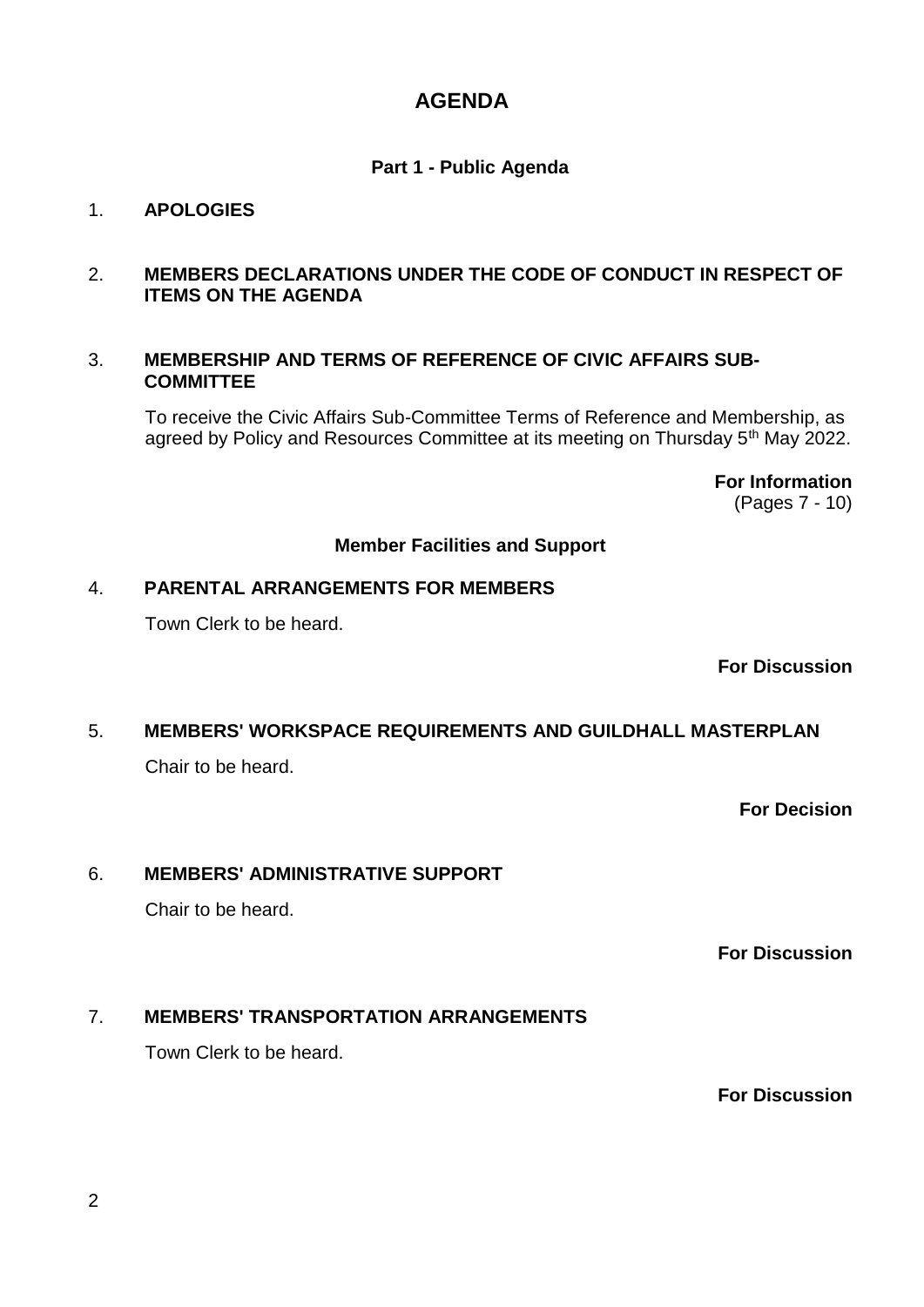# AGENDA

## Part 1 - Public Agenda

1. **APOLOGIES**

2. **MEMBERS DECLARATIONS UNDER THE CODE OF CONDUCT IN RESPECT OF ITEMS ON THE AGENDA**

3. **MEMBERSHIP AND TERMS OF REFERENCE OF CIVIC AFFAIRS SUB-COMMITTEE**

   To receive the Civic Affairs Sub-Committee Terms of Reference and Membership, as agreed by Policy and Resources Committee at its meeting on Thursday 5th May 2022.

   **For Information**
   (Pages 7 - 10)

### Member Facilities and Support

4. **PARENTAL ARRANGEMENTS FOR MEMBERS**

   Town Clerk to be heard.

   **For Discussion**

5. **MEMBERS' WORKSPACE REQUIREMENTS AND GUILDHALL MASTERPLAN**

   Chair to be heard.

   **For Decision**

6. **MEMBERS' ADMINISTRATIVE SUPPORT**

   Chair to be heard.

   **For Discussion**

7. **MEMBERS' TRANSPORTATION ARRANGEMENTS**

   Town Clerk to be heard.

   **For Discussion**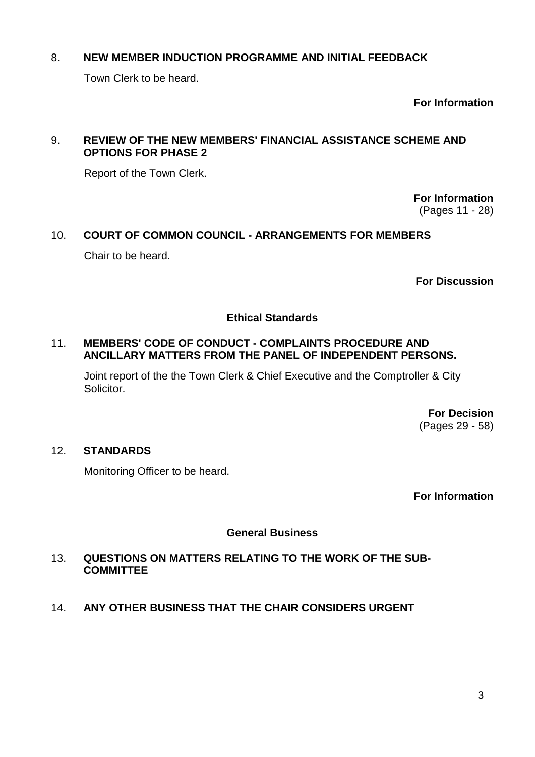8. **NEW MEMBER INDUCTION PROGRAMME AND INITIAL FEEDBACK**

Town Clerk to be heard.

**For Information**

9. **REVIEW OF THE NEW MEMBERS' FINANCIAL ASSISTANCE SCHEME AND OPTIONS FOR PHASE 2**

Report of the Town Clerk.

**For Information**
(Pages 11 - 28)

10. **COURT OF COMMON COUNCIL - ARRANGEMENTS FOR MEMBERS**

Chair to be heard.

**For Discussion**

**Ethical Standards**

11. **MEMBERS' CODE OF CONDUCT - COMPLAINTS PROCEDURE AND ANCILLARY MATTERS FROM THE PANEL OF INDEPENDENT PERSONS.**

Joint report of the the Town Clerk & Chief Executive and the Comptroller & City Solicitor.

**For Decision**
(Pages 29 - 58)

12. **STANDARDS**

Monitoring Officer to be heard.

**For Information**

**General Business**

13. **QUESTIONS ON MATTERS RELATING TO THE WORK OF THE SUB-COMMITTEE**

14. **ANY OTHER BUSINESS THAT THE CHAIR CONSIDERS URGENT**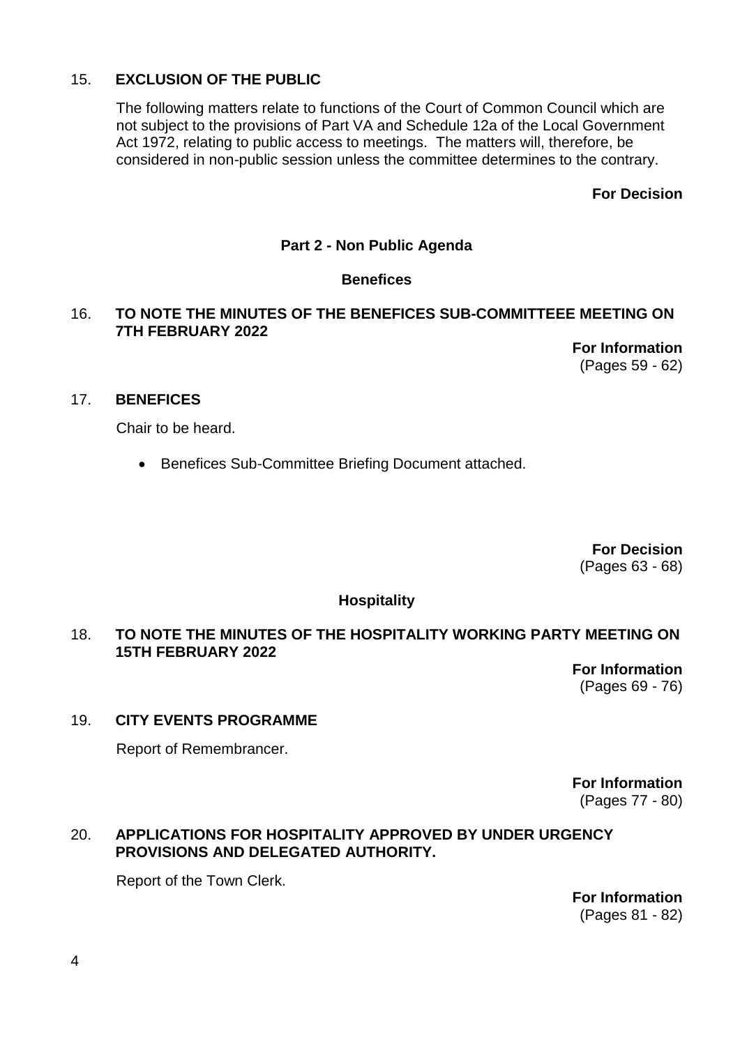15. **EXCLUSION OF THE PUBLIC**

The following matters relate to functions of the Court of Common Council which are not subject to the provisions of Part VA and Schedule 12a of the Local Government Act 1972, relating to public access to meetings. The matters will, therefore, be considered in non-public session unless the committee determines to the contrary.

**For Decision**

**Part 2 - Non Public Agenda**

**Benefices**

16. **TO NOTE THE MINUTES OF THE BENEFICES SUB-COMMITTEEE MEETING ON 7TH FEBRUARY 2022**

**For Information**
(Pages 59 - 62)

17. **BENEFICES**

Chair to be heard.

- Benefices Sub-Committee Briefing Document attached.

**For Decision**
(Pages 63 - 68)

**Hospitality**

18. **TO NOTE THE MINUTES OF THE HOSPITALITY WORKING PARTY MEETING ON 15TH FEBRUARY 2022**

**For Information**
(Pages 69 - 76)

19. **CITY EVENTS PROGRAMME**

Report of Remembrancer.

**For Information**
(Pages 77 - 80)

20. **APPLICATIONS FOR HOSPITALITY APPROVED BY UNDER URGENCY PROVISIONS AND DELEGATED AUTHORITY.**

Report of the Town Clerk.

**For Information**
(Pages 81 - 82)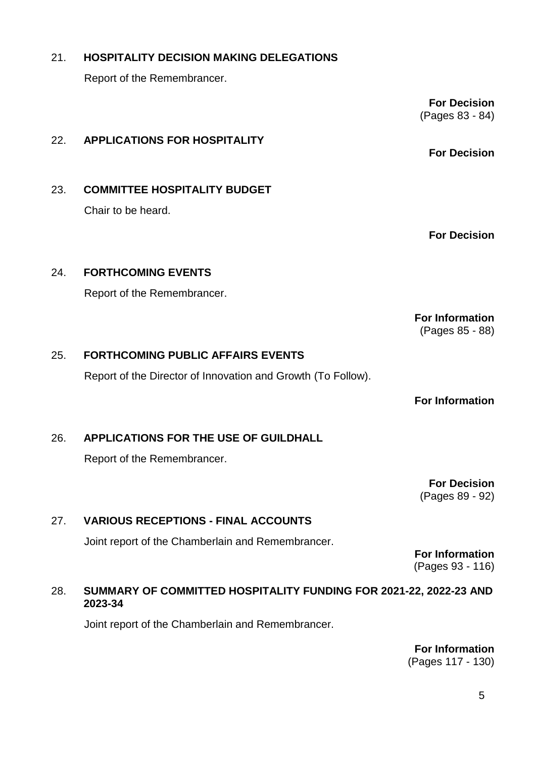21. **HOSPITALITY DECISION MAKING DELEGATIONS**

    Report of the Remembrancer.

    **For Decision**
    (Pages 83 - 84)

22. **APPLICATIONS FOR HOSPITALITY**

    **For Decision**

23. **COMMITTEE HOSPITALITY BUDGET**

    Chair to be heard.

    **For Decision**

24. **FORTHCOMING EVENTS**

    Report of the Remembrancer.

    **For Information**
    (Pages 85 - 88)

25. **FORTHCOMING PUBLIC AFFAIRS EVENTS**

    Report of the Director of Innovation and Growth (To Follow).

    **For Information**

26. **APPLICATIONS FOR THE USE OF GUILDHALL**

    Report of the Remembrancer.

    **For Decision**
    (Pages 89 - 92)

27. **VARIOUS RECEPTIONS - FINAL ACCOUNTS**

    Joint report of the Chamberlain and Remembrancer.

    **For Information**
    (Pages 93 - 116)

28. **SUMMARY OF COMMITTED HOSPITALITY FUNDING FOR 2021-22, 2022-23 AND 2023-34**

    Joint report of the Chamberlain and Remembrancer.

    **For Information**
    (Pages 117 - 130)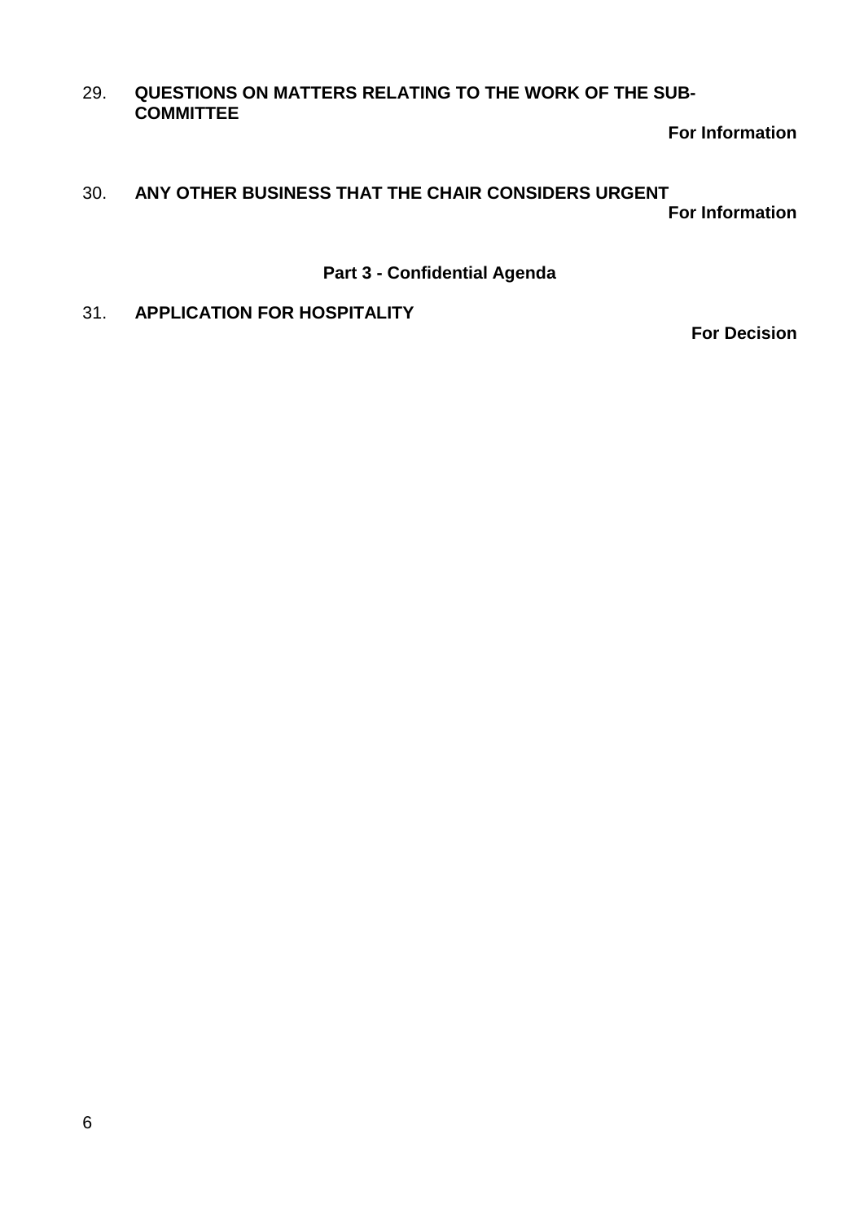29. **QUESTIONS ON MATTERS RELATING TO THE WORK OF THE SUB-COMMITTEE**

**For Information**

30. **ANY OTHER BUSINESS THAT THE CHAIR CONSIDERS URGENT**

**For Information**

**Part 3 - Confidential Agenda**

31. **APPLICATION FOR HOSPITALITY**

**For Decision**